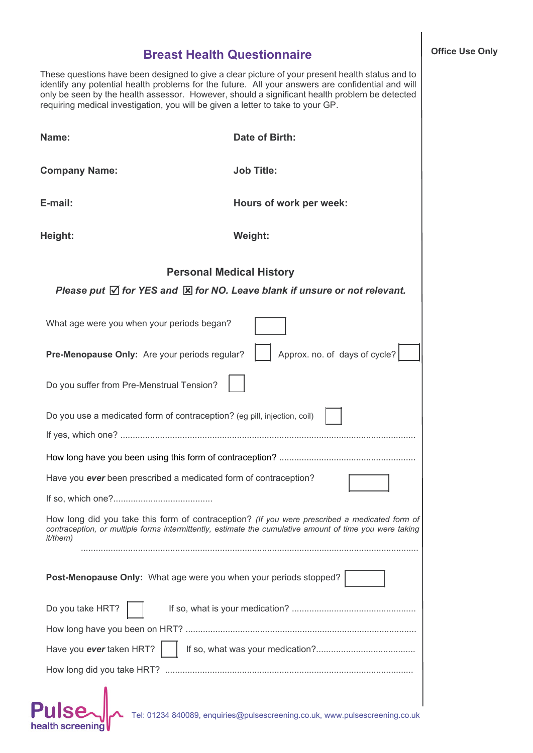# Breast Health Questionnaire

**Office Use Only**

These questions have been designed to give a clear picture of your present health status and to identify any potential health problems for the future. All your answers are confidential and will only be seen by the health assessor. However, should a significant health problem be detected requiring medical investigation, you will be given a letter to take to your GP.

**Name:**

**Date of Birth:**

**Company Name:**

**Job Title:**

**E-mail:**

**Hours of work per week:**

**Height:**

**Weight:**

## Personal Medical History

***Please put ☑ for YES and ☒ for NO. Leave blank if unsure or not relevant.***

What age were you when your periods began? ☐

**Pre-Menopause Only:** Are your periods regular? ☐ Approx. no. of days of cycle? ☐

Do you suffer from Pre-Menstrual Tension? ☐

Do you use a medicated form of contraception? (eg pill, injection, coil) ☐

If yes, which one? ..........................................................................................................

How long have you been using this form of contraception? ........................................................

Have you ***ever*** been prescribed a medicated form of contraception? ☐

If so, which one?........................................

How long did you take this form of contraception? *(If you were prescribed a medicated form of contraception, or multiple forms intermittently, estimate the cumulative amount of time you were taking it/them)*

..........................................................................................................................

**Post-Menopause Only:** What age were you when your periods stopped? ☐

Do you take HRT? ☐ If so, what is your medication? .................................................

How long have you been on HRT? ...........................................................................................

Have you ***ever*** taken HRT? ☐ If so, what was your medication?.......................................

How long did you take HRT? ..................................................................................................

Pulse health screening

Tel: 01234 840089, enquiries@pulsescreening.co.uk, www.pulsescreening.co.uk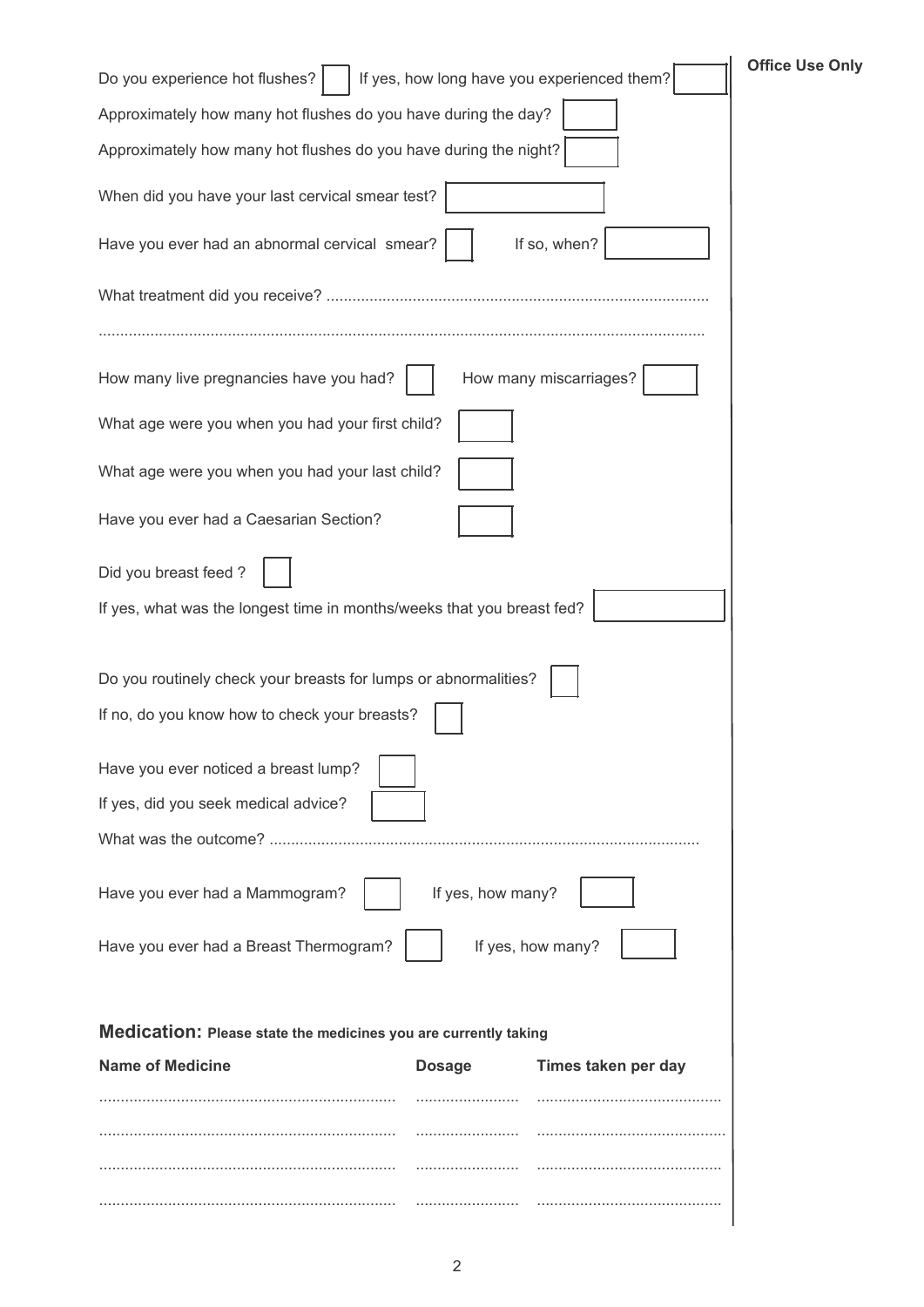Do you experience hot flushes? ☐ If yes, how long have you experienced them? ☐

**Office Use Only**

Approximately how many hot flushes do you have during the day? ☐

Approximately how many hot flushes do you have during the night? ☐

When did you have your last cervical smear test? ☐

Have you ever had an abnormal cervical smear? ☐ If so, when? ☐

What treatment did you receive? ..........................................................................................

..........................................................................................................................................

How many live pregnancies have you had? ☐ How many miscarriages? ☐

What age were you when you had your first child? ☐

What age were you when you had your last child? ☐

Have you ever had a Caesarian Section? ☐

Did you breast feed ? ☐

If yes, what was the longest time in months/weeks that you breast fed? ☐

Do you routinely check your breasts for lumps or abnormalities? ☐

If no, do you know how to check your breasts? ☐

Have you ever noticed a breast lump? ☐

If yes, did you seek medical advice? ☐

What was the outcome? ....................................................................................................

Have you ever had a Mammogram? ☐ If yes, how many? ☐

Have you ever had a Breast Thermogram? ☐ If yes, how many? ☐

**Medication:** **Please state the medicines you are currently taking**

| Name of Medicine | Dosage | Times taken per day |
|---|---|---|
| .................................................................... | ........................ | .......................................... |
| .................................................................... | ........................ | .......................................... |
| .................................................................... | ........................ | .......................................... |
| .................................................................... | ........................ | .......................................... |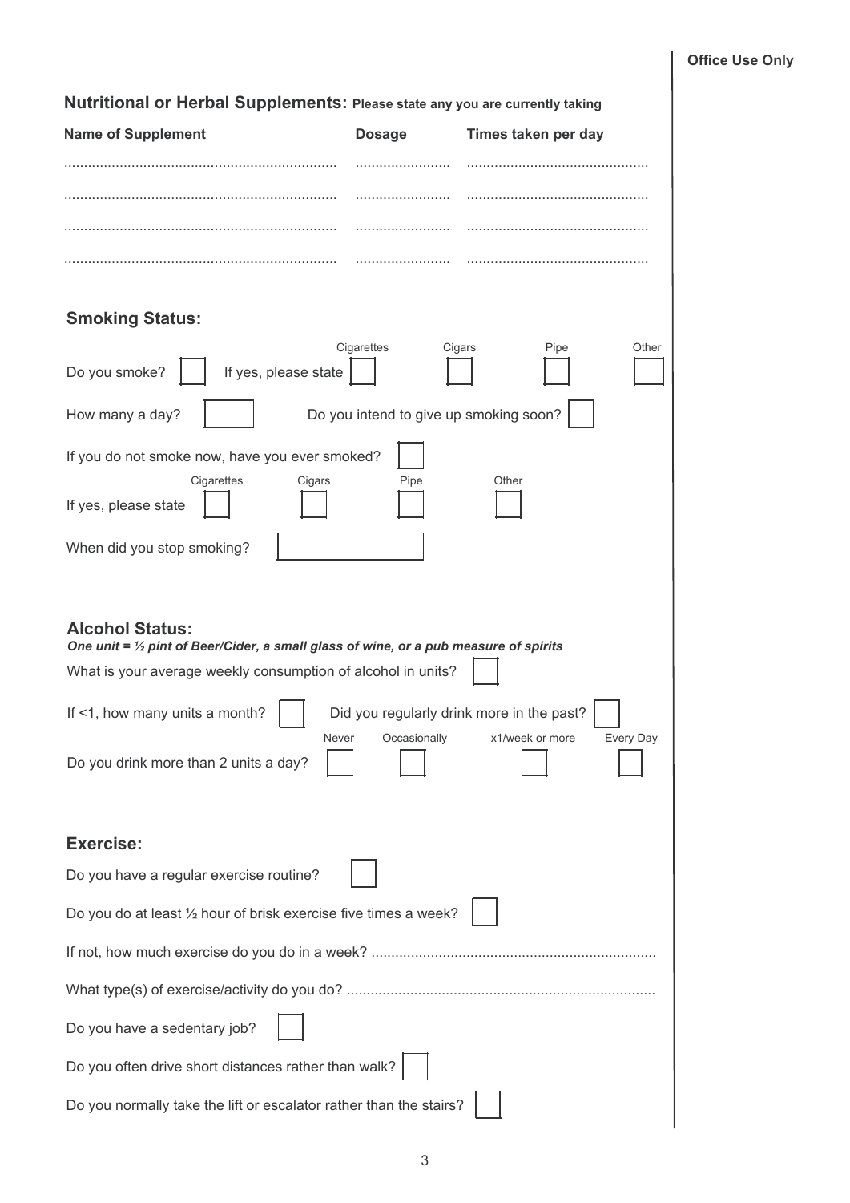**Office Use Only**

## Nutritional or Herbal Supplements: Please state any you are currently taking

| Name of Supplement | Dosage | Times taken per day |
| --- | --- | --- |
| .................................................................... | ........................ | ............................................ |
| .................................................................... | ........................ | ............................................ |
| .................................................................... | ........................ | ............................................ |
| .................................................................... | ........................ | ............................................ |

## Smoking Status:

Do you smoke? ☐ If yes, please state: Cigarettes ☐ Cigars ☐ Pipe ☐ Other ☐

How many a day? ☐ Do you intend to give up smoking soon? ☐

If you do not smoke now, have you ever smoked? ☐

If yes, please state: Cigarettes ☐ Cigars ☐ Pipe ☐ Other ☐

When did you stop smoking? ☐

## Alcohol Status:

***One unit = ½ pint of Beer/Cider, a small glass of wine, or a pub measure of spirits***

What is your average weekly consumption of alcohol in units? ☐

If <1, how many units a month? ☐ Did you regularly drink more in the past? ☐

Do you drink more than 2 units a day? Never ☐ Occasionally ☐ x1/week or more ☐ Every Day ☐

## Exercise:

Do you have a regular exercise routine? ☐

Do you do at least ½ hour of brisk exercise five times a week? ☐

If not, how much exercise do you do in a week? .......................................................................

What type(s) of exercise/activity do you do? .............................................................................

Do you have a sedentary job? ☐

Do you often drive short distances rather than walk? ☐

Do you normally take the lift or escalator rather than the stairs? ☐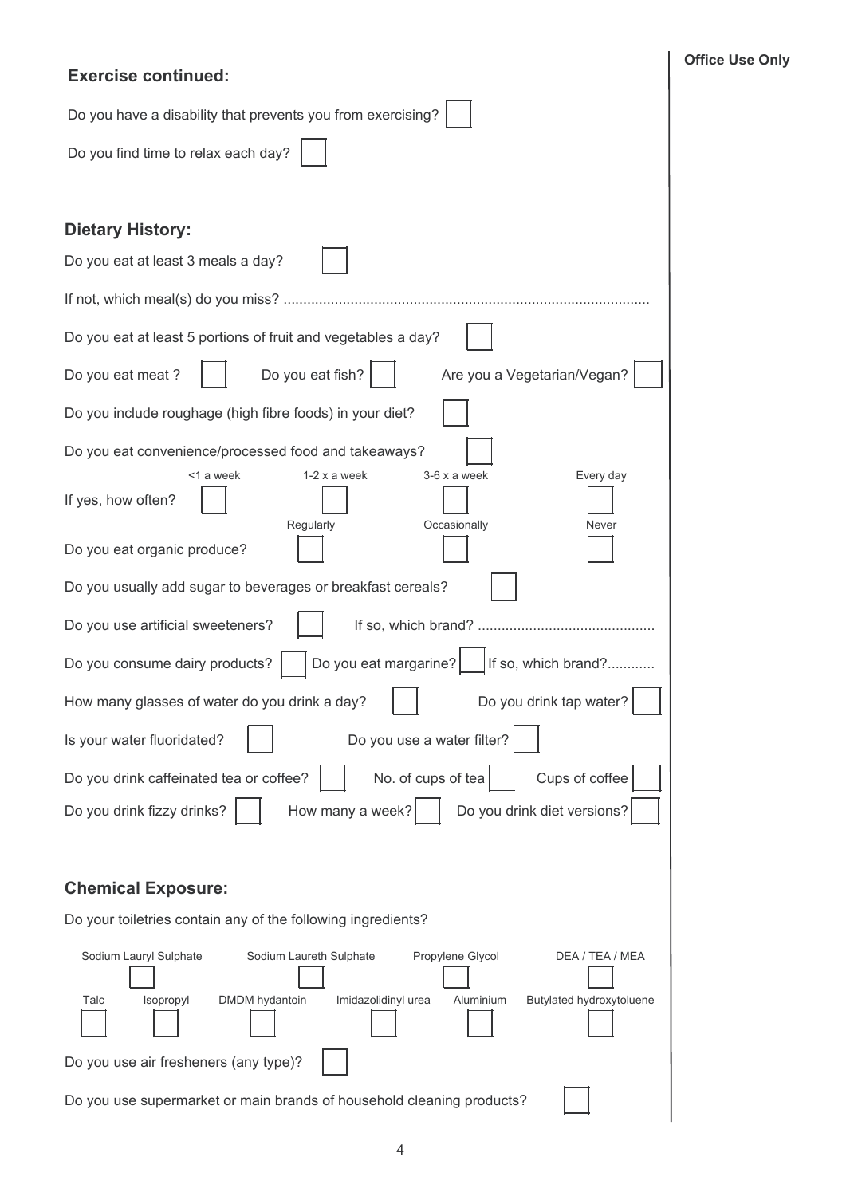**Office Use Only**

## Exercise continued:

Do you have a disability that prevents you from exercising? ☐

Do you find time to relax each day? ☐

## Dietary History:

Do you eat at least 3 meals a day? ☐

If not, which meal(s) do you miss? ..........................................................................................

Do you eat at least 5 portions of fruit and vegetables a day? ☐

Do you eat meat ? ☐ Do you eat fish? ☐ Are you a Vegetarian/Vegan? ☐

Do you include roughage (high fibre foods) in your diet? ☐

Do you eat convenience/processed food and takeaways? ☐

| | <1 a week | 1-2 x a week | 3-6 x a week | Every day |
|---|---|---|---|---|
| If yes, how often? | ☐ | ☐ | ☐ | ☐ |

| | Regularly | Occasionally | Never |
|---|---|---|---|
| Do you eat organic produce? | ☐ | ☐ | ☐ |

Do you usually add sugar to beverages or breakfast cereals? ☐

Do you use artificial sweeteners? ☐ If so, which brand? ............................................

Do you consume dairy products? ☐ Do you eat margarine? ☐ If so, which brand?............

How many glasses of water do you drink a day? ☐ Do you drink tap water? ☐

Is your water fluoridated? ☐ Do you use a water filter? ☐

Do you drink caffeinated tea or coffee? ☐ No. of cups of tea ☐ Cups of coffee ☐

Do you drink fizzy drinks? ☐ How many a week? ☐ Do you drink diet versions? ☐

## Chemical Exposure:

Do your toiletries contain any of the following ingredients?

| Sodium Lauryl Sulphate | Sodium Laureth Sulphate | Propylene Glycol | DEA / TEA / MEA |
|---|---|---|---|
| ☐ | ☐ | ☐ | ☐ |

| Talc | Isopropyl | DMDM hydantoin | Imidazolidinyl urea | Aluminium | Butylated hydroxytoluene |
|---|---|---|---|---|---|
| ☐ | ☐ | ☐ | ☐ | ☐ | ☐ |

Do you use air fresheners (any type)? ☐

Do you use supermarket or main brands of household cleaning products? ☐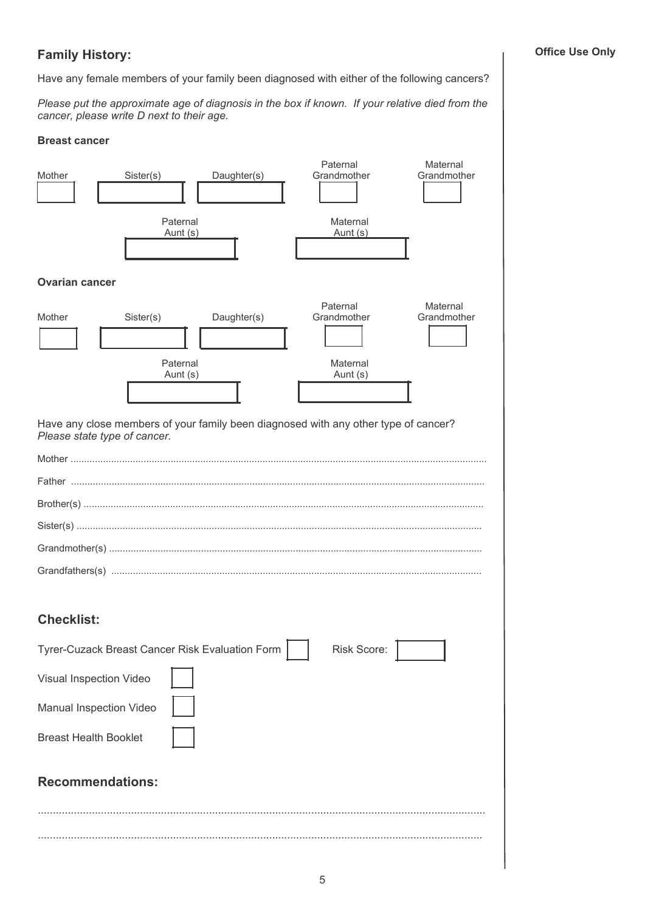**Office Use Only**

## Family History:

Have any female members of your family been diagnosed with either of the following cancers?

*Please put the approximate age of diagnosis in the box if known. If your relative died from the cancer, please write D next to their age.*

**Breast cancer**

Mother

Sister(s)

Daughter(s)

Paternal Grandmother

Maternal Grandmother

Paternal Aunt (s)

Maternal Aunt (s)

**Ovarian cancer**

Mother

Sister(s)

Daughter(s)

Paternal Grandmother

Maternal Grandmother

Paternal Aunt (s)

Maternal Aunt (s)

Have any close members of your family been diagnosed with any other type of cancer?
*Please state type of cancer.*

Mother ..........................................................................................................................................

Father ..........................................................................................................................................

Brother(s) ......................................................................................................................................

Sister(s) ........................................................................................................................................

Grandmother(s) .............................................................................................................................

Grandfathers(s) .............................................................................................................................

## Checklist:

Tyrer-Cuzack Breast Cancer Risk Evaluation Form ☐ Risk Score: ☐

Visual Inspection Video ☐

Manual Inspection Video ☐

Breast Health Booklet ☐

## Recommendations:

.....................................................................................................................................................

.....................................................................................................................................................